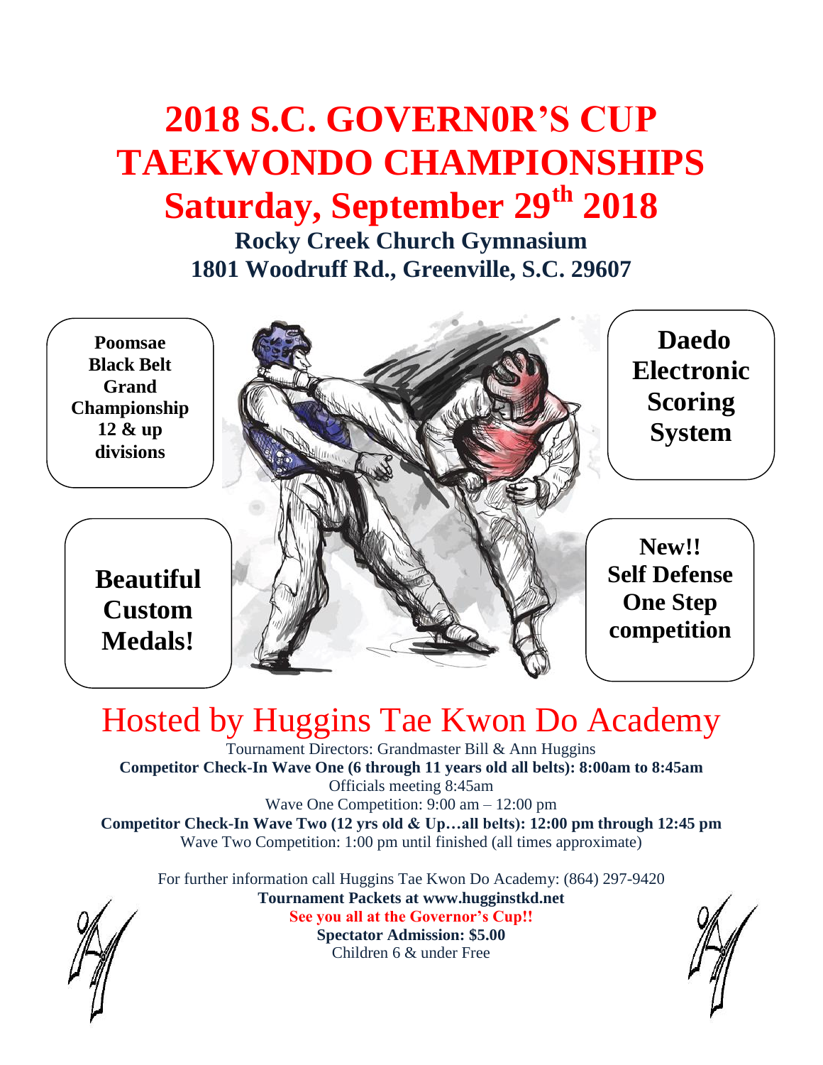# 2018 S.C. GOVERN0R'S CUP TAEKWONDO CHAMPIONSHIPS

# Saturday, September 29th 2018

**Rocky Creek Church Gymnasium**
**1801 Woodruff Rd., Greenville, S.C. 29607**

**Poomsae Black Belt Grand Championship 12 & up divisions**

**Daedo Electronic Scoring System**

**Beautiful Custom Medals!**

**New!! Self Defense One Step competition**

## Hosted by Huggins Tae Kwon Do Academy

Tournament Directors: Grandmaster Bill & Ann Huggins

**Competitor Check-In Wave One (6 through 11 years old all belts): 8:00am to 8:45am**

Officials meeting 8:45am

Wave One Competition: 9:00 am – 12:00 pm

**Competitor Check-In Wave Two (12 yrs old & Up…all belts): 12:00 pm through 12:45 pm**

Wave Two Competition: 1:00 pm until finished (all times approximate)

For further information call Huggins Tae Kwon Do Academy: (864) 297-9420

**Tournament Packets at www.hugginstkd.net**

**See you all at the Governor's Cup!!**

**Spectator Admission: $5.00**

Children 6 & under Free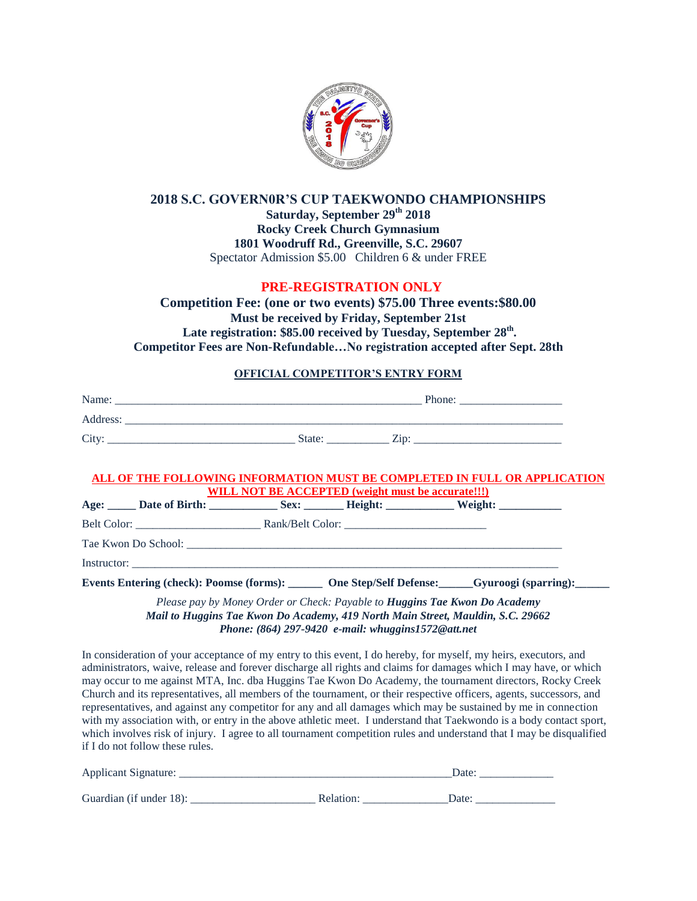## 2018 S.C. GOVERN0R'S CUP TAEKWONDO CHAMPIONSHIPS

**Saturday, September 29th 2018**
**Rocky Creek Church Gymnasium**
**1801 Woodruff Rd., Greenville, S.C. 29607**
Spectator Admission $5.00 Children 6 & under FREE

### PRE-REGISTRATION ONLY

**Competition Fee: (one or two events) $75.00 Three events:$80.00**
**Must be received by Friday, September 21st**
**Late registration: $85.00 received by Tuesday, September 28th.**
**Competitor Fees are Non-Refundable…No registration accepted after Sept. 28th**

**OFFICIAL COMPETITOR'S ENTRY FORM**

Name: ______________________________________________ Phone: ________________

Address: _________________________________________________________________

City: ____________________________ State: __________ Zip: ______________________

**ALL OF THE FOLLOWING INFORMATION MUST BE COMPLETED IN FULL OR APPLICATION WILL NOT BE ACCEPTED (weight must be accurate!!!)**

**Age: _____ Date of Birth: ___________ Sex: ______ Height: ___________ Weight: __________**

Belt Color: ____________________ Rank/Belt Color: ______________________

Tae Kwon Do School: ______________________________________________________

Instructor: _______________________________________________________________

**Events Entering (check): Poomse (forms): ______ One Step/Self Defense:______Gyuroogi (sparring):______**

*Please pay by Money Order or Check: Payable to **Huggins Tae Kwon Do Academy***
***Mail to Huggins Tae Kwon Do Academy, 419 North Main Street, Mauldin, S.C. 29662***
***Phone: (864) 297-9420 e-mail: whuggins1572@att.net***

In consideration of your acceptance of my entry to this event, I do hereby, for myself, my heirs, executors, and administrators, waive, release and forever discharge all rights and claims for damages which I may have, or which may occur to me against MTA, Inc. dba Huggins Tae Kwon Do Academy, the tournament directors, Rocky Creek Church and its representatives, all members of the tournament, or their respective officers, agents, successors, and representatives, and against any competitor for any and all damages which may be sustained by me in connection with my association with, or entry in the above athletic meet. I understand that Taekwondo is a body contact sport, which involves risk of injury. I agree to all tournament competition rules and understand that I may be disqualified if I do not follow these rules.

Applicant Signature: ________________________________________Date: ____________

Guardian (if under 18): ____________________ Relation: _____________Date: _____________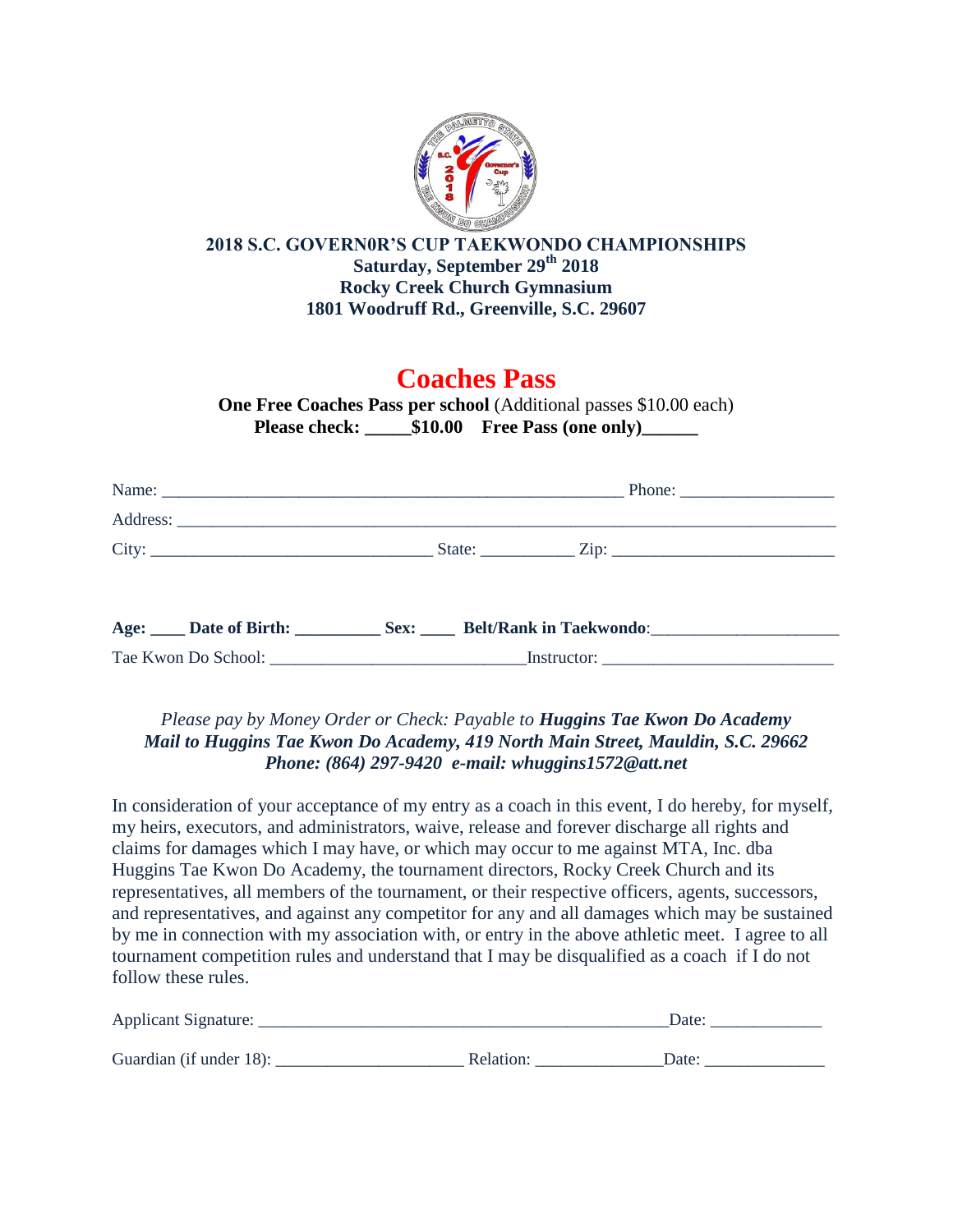**2018 S.C. GOVERN0R'S CUP TAEKWONDO CHAMPIONSHIPS**
**Saturday, September 29th 2018**
**Rocky Creek Church Gymnasium**
**1801 Woodruff Rd., Greenville, S.C. 29607**

# Coaches Pass

**One Free Coaches Pass per school** (Additional passes $10.00 each)
**Please check: _____$10.00 Free Pass (one only)______**

Name: ________________________________________________________ Phone: __________________

Address: _________________________________________________________________________________

City: __________________________________ State: ___________ Zip: ___________________________

**Age: ____ Date of Birth: __________ Sex: ____ Belt/Rank in Taekwondo**:______________________

Tae Kwon Do School: ______________________________Instructor: ___________________________

*Please pay by Money Order or Check: Payable to **Huggins Tae Kwon Do Academy***
***Mail to Huggins Tae Kwon Do Academy, 419 North Main Street, Mauldin, S.C. 29662***
***Phone: (864) 297-9420 e-mail: whuggins1572@att.net***

In consideration of your acceptance of my entry as a coach in this event, I do hereby, for myself, my heirs, executors, and administrators, waive, release and forever discharge all rights and claims for damages which I may have, or which may occur to me against MTA, Inc. dba Huggins Tae Kwon Do Academy, the tournament directors, Rocky Creek Church and its representatives, all members of the tournament, or their respective officers, agents, successors, and representatives, and against any competitor for any and all damages which may be sustained by me in connection with my association with, or entry in the above athletic meet. I agree to all tournament competition rules and understand that I may be disqualified as a coach if I do not follow these rules.

Applicant Signature: __________________________________________________Date: _____________

Guardian (if under 18): ______________________ Relation: _______________Date: _______________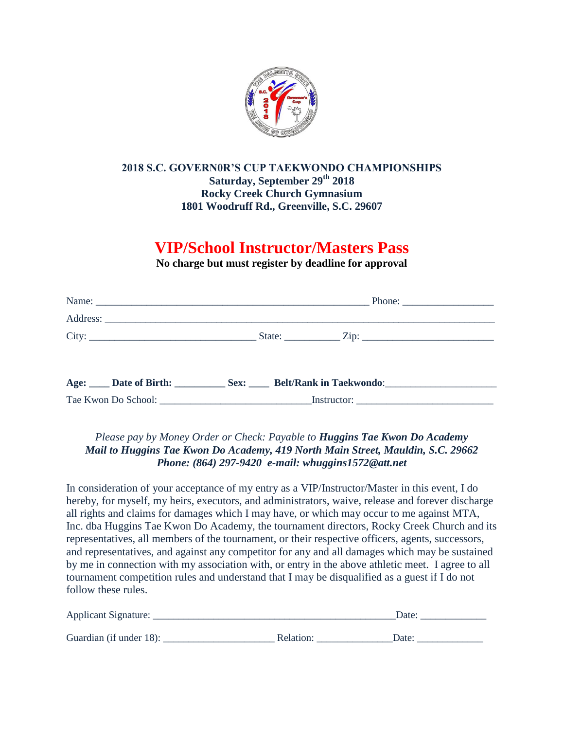**2018 S.C. GOVERN0R'S CUP TAEKWONDO CHAMPIONSHIPS**
**Saturday, September 29th 2018**
**Rocky Creek Church Gymnasium**
**1801 Woodruff Rd., Greenville, S.C. 29607**

# VIP/School Instructor/Masters Pass

**No charge but must register by deadline for approval**

Name: ______________________________________________________ Phone: _________________

Address: _____________________________________________________________________________

City: ________________________________ State: ___________ Zip: __________________________

**Age:** ____ **Date of Birth:** __________ **Sex:** ____ **Belt/Rank in Taekwondo**:_____________________

Tae Kwon Do School: _____________________________Instructor: __________________________

*Please pay by Money Order or Check: Payable to* ***Huggins Tae Kwon Do Academy***
***Mail to Huggins Tae Kwon Do Academy, 419 North Main Street, Mauldin, S.C. 29662***
***Phone: (864) 297-9420 e-mail: whuggins1572@att.net***

In consideration of your acceptance of my entry as a VIP/Instructor/Master in this event, I do hereby, for myself, my heirs, executors, and administrators, waive, release and forever discharge all rights and claims for damages which I may have, or which may occur to me against MTA, Inc. dba Huggins Tae Kwon Do Academy, the tournament directors, Rocky Creek Church and its representatives, all members of the tournament, or their respective officers, agents, successors, and representatives, and against any competitor for any and all damages which may be sustained by me in connection with my association with, or entry in the above athletic meet. I agree to all tournament competition rules and understand that I may be disqualified as a guest if I do not follow these rules.

Applicant Signature: ________________________________________________Date: _____________

Guardian (if under 18): ______________________ Relation: _______________Date: _____________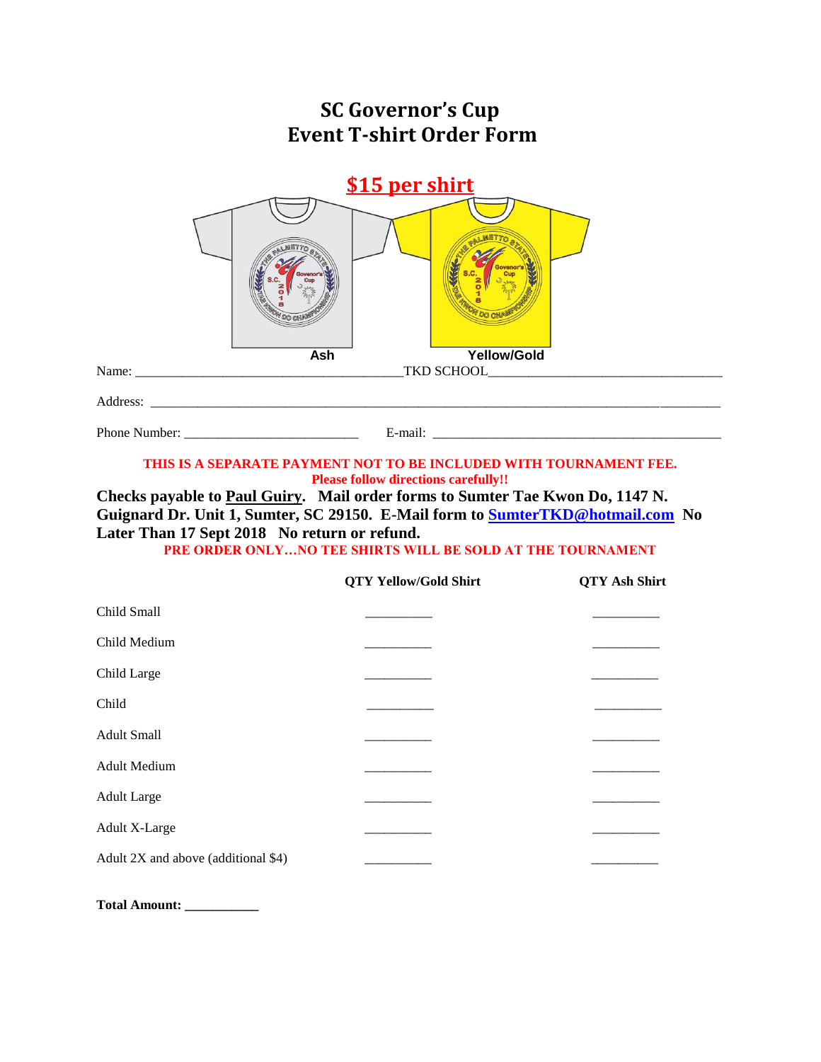# SC Governor's Cup
# Event T-shirt Order Form

**$15 per shirt**

Ash                    Yellow/Gold

Name: ________________________________________TKD SCHOOL___________________________________

Address: ________________________________________________________________________________

Phone Number: __________________________ E-mail: ___________________________________________

**THIS IS A SEPARATE PAYMENT NOT TO BE INCLUDED WITH TOURNAMENT FEE.**
**Please follow directions carefully!!**

**Checks payable to Paul Guiry. Mail order forms to Sumter Tae Kwon Do, 1147 N. Guignard Dr. Unit 1, Sumter, SC 29150. E-Mail form to [SumterTKD@hotmail.com](mailto:SumterTKD@hotmail.com) No Later Than 17 Sept 2018 No return or refund.**

**PRE ORDER ONLY…NO TEE SHIRTS WILL BE SOLD AT THE TOURNAMENT**

| | QTY Yellow/Gold Shirt | QTY Ash Shirt |
|---|---|---|
| Child Small | __________ | __________ |
| Child Medium | __________ | __________ |
| Child Large | __________ | __________ |
| Child | __________ | __________ |
| Adult Small | __________ | __________ |
| Adult Medium | __________ | __________ |
| Adult Large | __________ | __________ |
| Adult X-Large | __________ | __________ |
| Adult 2X and above (additional $4) | __________ | __________ |

**Total Amount: ___________**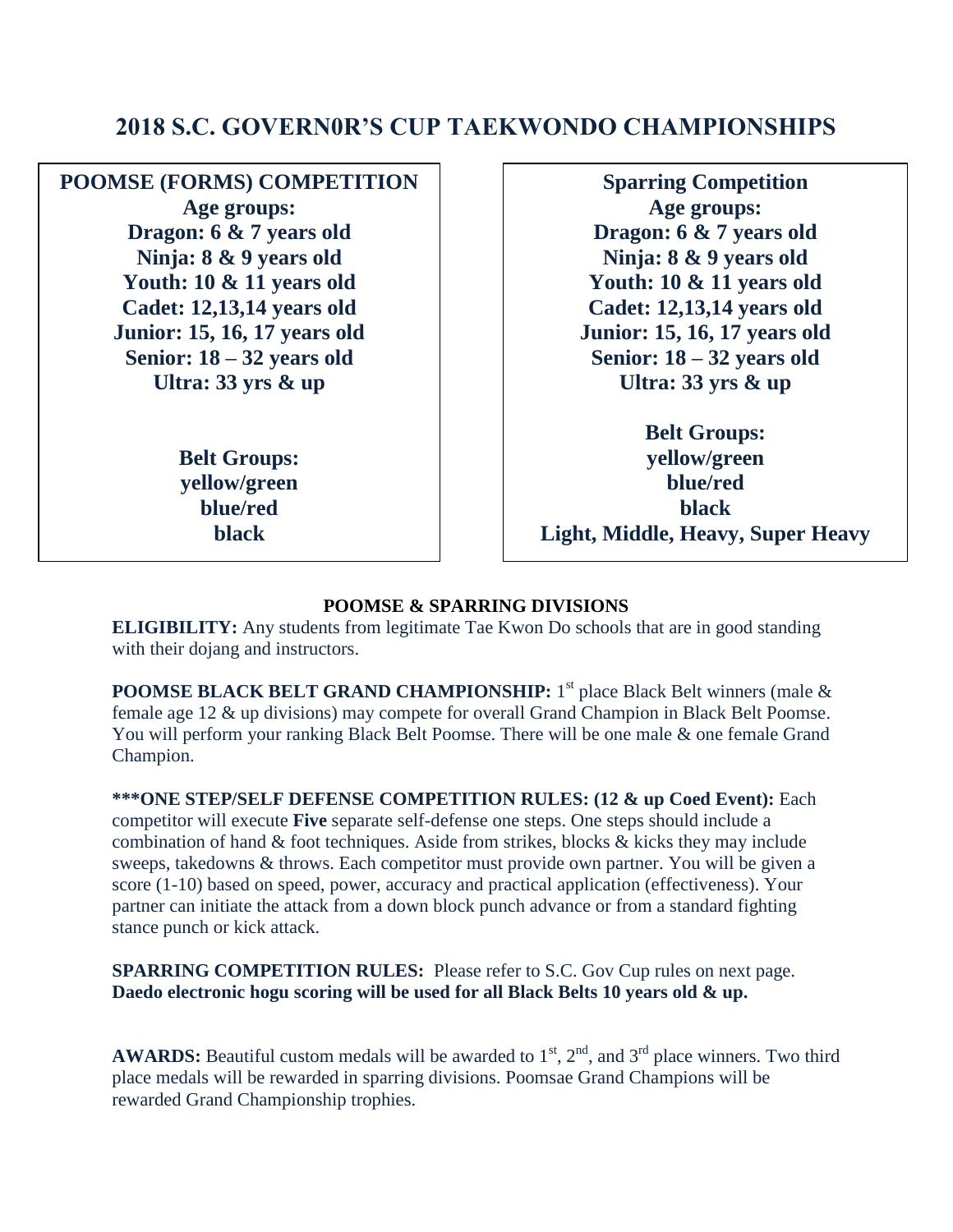# 2018 S.C. GOVERN0R'S CUP TAEKWONDO CHAMPIONSHIPS

**POOMSE (FORMS) COMPETITION**
**Age groups:**
**Dragon: 6 & 7 years old**
**Ninja: 8 & 9 years old**
**Youth: 10 & 11 years old**
**Cadet: 12,13,14 years old**
**Junior: 15, 16, 17 years old**
**Senior: 18 – 32 years old**
**Ultra: 33 yrs & up**

**Belt Groups:**
**yellow/green**
**blue/red**
**black**

**Sparring Competition**
**Age groups:**
**Dragon: 6 & 7 years old**
**Ninja: 8 & 9 years old**
**Youth: 10 & 11 years old**
**Cadet: 12,13,14 years old**
**Junior: 15, 16, 17 years old**
**Senior: 18 – 32 years old**
**Ultra: 33 yrs & up**

**Belt Groups:**
**yellow/green**
**blue/red**
**black**
**Light, Middle, Heavy, Super Heavy**

## POOMSE & SPARRING DIVISIONS

**ELIGIBILITY:** Any students from legitimate Tae Kwon Do schools that are in good standing with their dojang and instructors.

**POOMSE BLACK BELT GRAND CHAMPIONSHIP:** 1st place Black Belt winners (male & female age 12 & up divisions) may compete for overall Grand Champion in Black Belt Poomse. You will perform your ranking Black Belt Poomse. There will be one male & one female Grand Champion.

**\*\*\*ONE STEP/SELF DEFENSE COMPETITION RULES: (12 & up Coed Event):** Each competitor will execute **Five** separate self-defense one steps. One steps should include a combination of hand & foot techniques. Aside from strikes, blocks & kicks they may include sweeps, takedowns & throws. Each competitor must provide own partner. You will be given a score (1-10) based on speed, power, accuracy and practical application (effectiveness). Your partner can initiate the attack from a down block punch advance or from a standard fighting stance punch or kick attack.

**SPARRING COMPETITION RULES:** Please refer to S.C. Gov Cup rules on next page. **Daedo electronic hogu scoring will be used for all Black Belts 10 years old & up.**

**AWARDS:** Beautiful custom medals will be awarded to 1st, 2nd, and 3rd place winners. Two third place medals will be rewarded in sparring divisions. Poomsae Grand Champions will be rewarded Grand Championship trophies.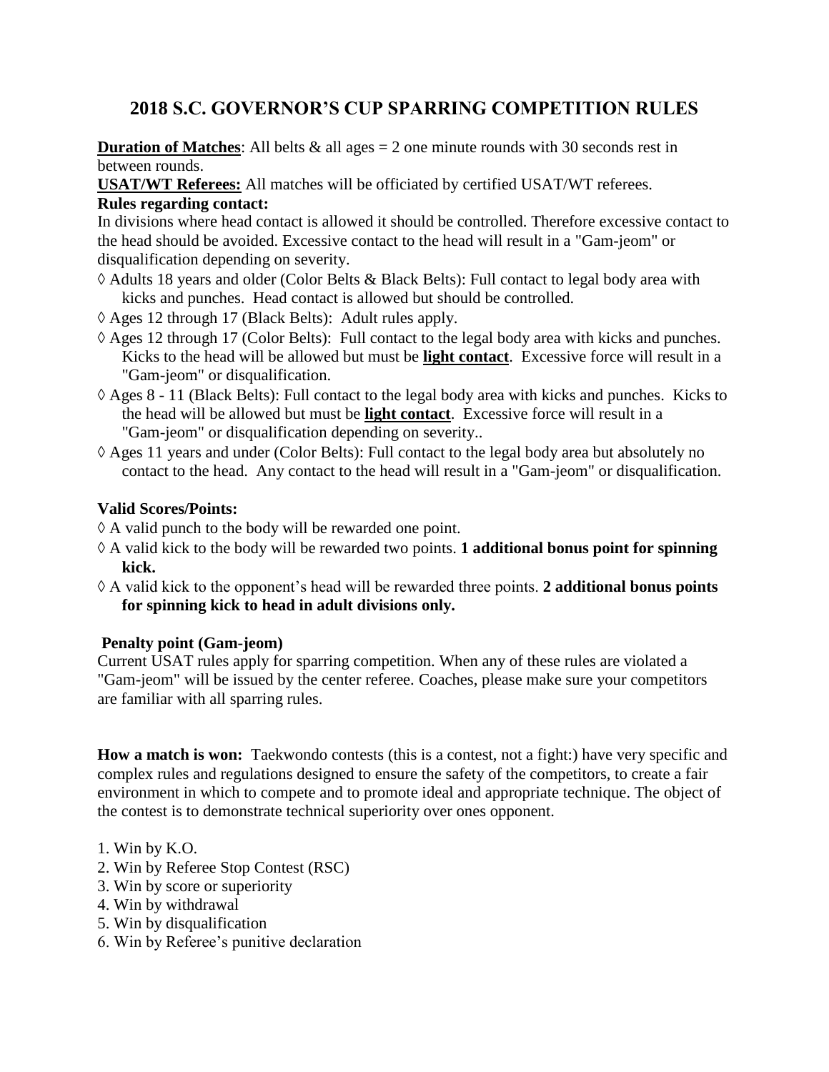# 2018 S.C. GOVERNOR'S CUP SPARRING COMPETITION RULES

**Duration of Matches**: All belts & all ages = 2 one minute rounds with 30 seconds rest in between rounds.

**USAT/WT Referees:** All matches will be officiated by certified USAT/WT referees.

**Rules regarding contact:**

In divisions where head contact is allowed it should be controlled. Therefore excessive contact to the head should be avoided. Excessive contact to the head will result in a "Gam-jeom" or disqualification depending on severity.

◊ Adults 18 years and older (Color Belts & Black Belts): Full contact to legal body area with kicks and punches. Head contact is allowed but should be controlled.

◊ Ages 12 through 17 (Black Belts): Adult rules apply.

◊ Ages 12 through 17 (Color Belts): Full contact to the legal body area with kicks and punches. Kicks to the head will be allowed but must be **light contact**. Excessive force will result in a "Gam-jeom" or disqualification.

◊ Ages 8 - 11 (Black Belts): Full contact to the legal body area with kicks and punches. Kicks to the head will be allowed but must be **light contact**. Excessive force will result in a "Gam-jeom" or disqualification depending on severity..

◊ Ages 11 years and under (Color Belts): Full contact to the legal body area but absolutely no contact to the head. Any contact to the head will result in a "Gam-jeom" or disqualification.

**Valid Scores/Points:**

◊ A valid punch to the body will be rewarded one point.

◊ A valid kick to the body will be rewarded two points. **1 additional bonus point for spinning kick.**

◊ A valid kick to the opponent's head will be rewarded three points. **2 additional bonus points for spinning kick to head in adult divisions only.**

**Penalty point (Gam-jeom)**

Current USAT rules apply for sparring competition. When any of these rules are violated a "Gam-jeom" will be issued by the center referee. Coaches, please make sure your competitors are familiar with all sparring rules.

**How a match is won:** Taekwondo contests (this is a contest, not a fight:) have very specific and complex rules and regulations designed to ensure the safety of the competitors, to create a fair environment in which to compete and to promote ideal and appropriate technique. The object of the contest is to demonstrate technical superiority over ones opponent.

1. Win by K.O.
2. Win by Referee Stop Contest (RSC)
3. Win by score or superiority
4. Win by withdrawal
5. Win by disqualification
6. Win by Referee's punitive declaration